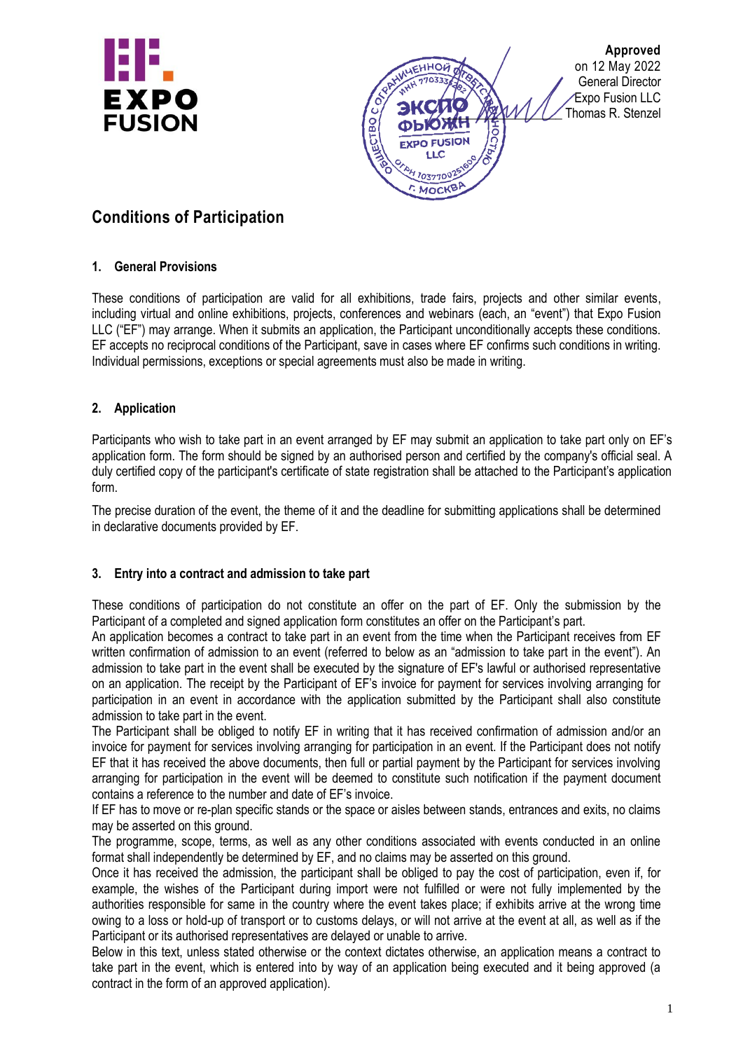**Approved**
on 12 May 2022
General Director
Expo Fusion LLC
Thomas R. Stenzel

# Conditions of Participation

## 1. General Provisions

These conditions of participation are valid for all exhibitions, trade fairs, projects and other similar events, including virtual and online exhibitions, projects, conferences and webinars (each, an "event") that Expo Fusion LLC ("EF") may arrange. When it submits an application, the Participant unconditionally accepts these conditions. EF accepts no reciprocal conditions of the Participant, save in cases where EF confirms such conditions in writing. Individual permissions, exceptions or special agreements must also be made in writing.

## 2. Application

Participants who wish to take part in an event arranged by EF may submit an application to take part only on EF's application form. The form should be signed by an authorised person and certified by the company's official seal. A duly certified copy of the participant's certificate of state registration shall be attached to the Participant's application form.

The precise duration of the event, the theme of it and the deadline for submitting applications shall be determined in declarative documents provided by EF.

## 3. Entry into a contract and admission to take part

These conditions of participation do not constitute an offer on the part of EF. Only the submission by the Participant of a completed and signed application form constitutes an offer on the Participant's part.

An application becomes a contract to take part in an event from the time when the Participant receives from EF written confirmation of admission to an event (referred to below as an "admission to take part in the event"). An admission to take part in the event shall be executed by the signature of EF's lawful or authorised representative on an application. The receipt by the Participant of EF's invoice for payment for services involving arranging for participation in an event in accordance with the application submitted by the Participant shall also constitute admission to take part in the event.

The Participant shall be obliged to notify EF in writing that it has received confirmation of admission and/or an invoice for payment for services involving arranging for participation in an event. If the Participant does not notify EF that it has received the above documents, then full or partial payment by the Participant for services involving arranging for participation in the event will be deemed to constitute such notification if the payment document contains a reference to the number and date of EF's invoice.

If EF has to move or re-plan specific stands or the space or aisles between stands, entrances and exits, no claims may be asserted on this ground.

The programme, scope, terms, as well as any other conditions associated with events conducted in an online format shall independently be determined by EF, and no claims may be asserted on this ground.

Once it has received the admission, the participant shall be obliged to pay the cost of participation, even if, for example, the wishes of the Participant during import were not fulfilled or were not fully implemented by the authorities responsible for same in the country where the event takes place; if exhibits arrive at the wrong time owing to a loss or hold-up of transport or to customs delays, or will not arrive at the event at all, as well as if the Participant or its authorised representatives are delayed or unable to arrive.

Below in this text, unless stated otherwise or the context dictates otherwise, an application means a contract to take part in the event, which is entered into by way of an application being executed and it being approved (a contract in the form of an approved application).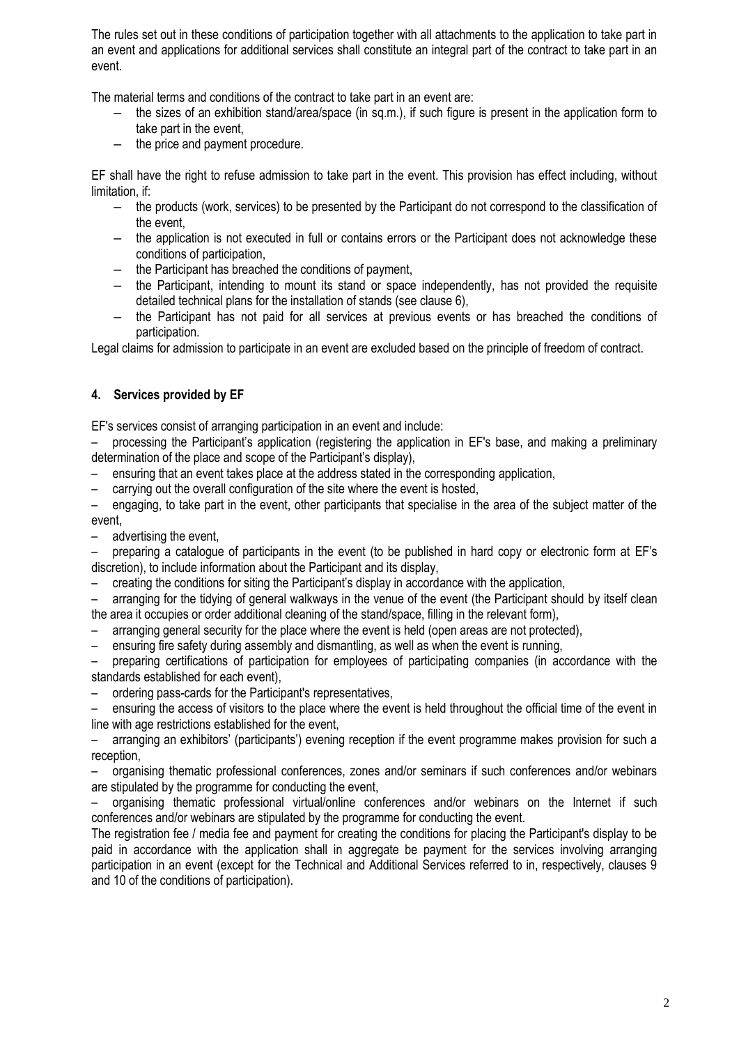The rules set out in these conditions of participation together with all attachments to the application to take part in an event and applications for additional services shall constitute an integral part of the contract to take part in an event.

The material terms and conditions of the contract to take part in an event are:

- the sizes of an exhibition stand/area/space (in sq.m.), if such figure is present in the application form to take part in the event,
- the price and payment procedure.

EF shall have the right to refuse admission to take part in the event. This provision has effect including, without limitation, if:

- the products (work, services) to be presented by the Participant do not correspond to the classification of the event,
- the application is not executed in full or contains errors or the Participant does not acknowledge these conditions of participation,
- the Participant has breached the conditions of payment,
- the Participant, intending to mount its stand or space independently, has not provided the requisite detailed technical plans for the installation of stands (see clause 6),
- the Participant has not paid for all services at previous events or has breached the conditions of participation.

Legal claims for admission to participate in an event are excluded based on the principle of freedom of contract.

## 4. Services provided by EF

EF's services consist of arranging participation in an event and include:

- processing the Participant's application (registering the application in EF's base, and making a preliminary determination of the place and scope of the Participant's display),
- ensuring that an event takes place at the address stated in the corresponding application,
- carrying out the overall configuration of the site where the event is hosted,
- engaging, to take part in the event, other participants that specialise in the area of the subject matter of the event,
- advertising the event,
- preparing a catalogue of participants in the event (to be published in hard copy or electronic form at EF's discretion), to include information about the Participant and its display,
- creating the conditions for siting the Participant's display in accordance with the application,
- arranging for the tidying of general walkways in the venue of the event (the Participant should by itself clean the area it occupies or order additional cleaning of the stand/space, filling in the relevant form),
- arranging general security for the place where the event is held (open areas are not protected),
- ensuring fire safety during assembly and dismantling, as well as when the event is running,
- preparing certifications of participation for employees of participating companies (in accordance with the standards established for each event),
- ordering pass-cards for the Participant's representatives,
- ensuring the access of visitors to the place where the event is held throughout the official time of the event in line with age restrictions established for the event,
- arranging an exhibitors' (participants') evening reception if the event programme makes provision for such a reception,
- organising thematic professional conferences, zones and/or seminars if such conferences and/or webinars are stipulated by the programme for conducting the event,
- organising thematic professional virtual/online conferences and/or webinars on the Internet if such conferences and/or webinars are stipulated by the programme for conducting the event.

The registration fee / media fee and payment for creating the conditions for placing the Participant's display to be paid in accordance with the application shall in aggregate be payment for the services involving arranging participation in an event (except for the Technical and Additional Services referred to in, respectively, clauses 9 and 10 of the conditions of participation).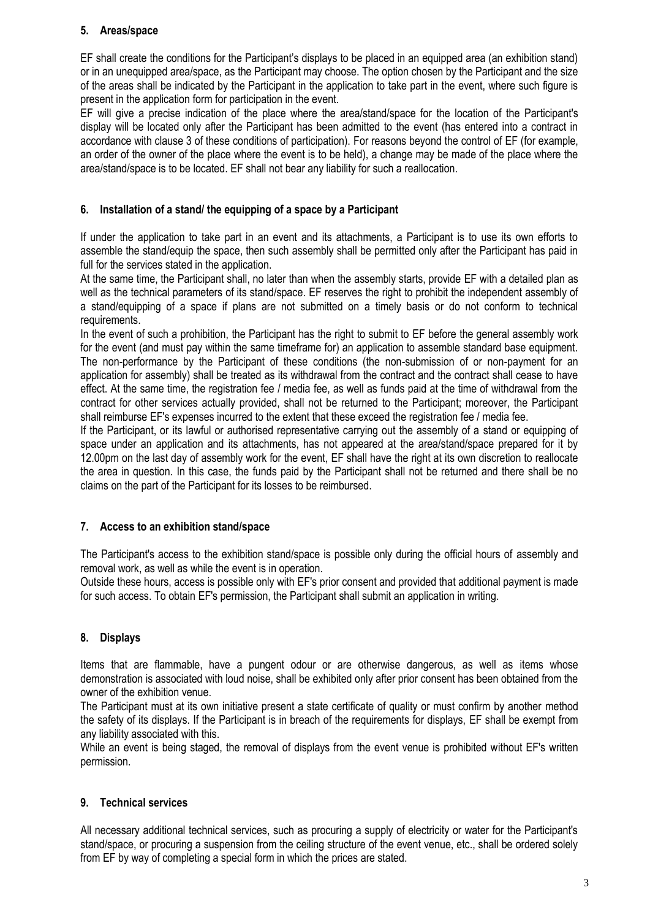## 5. Areas/space

EF shall create the conditions for the Participant's displays to be placed in an equipped area (an exhibition stand) or in an unequipped area/space, as the Participant may choose. The option chosen by the Participant and the size of the areas shall be indicated by the Participant in the application to take part in the event, where such figure is present in the application form for participation in the event.

EF will give a precise indication of the place where the area/stand/space for the location of the Participant's display will be located only after the Participant has been admitted to the event (has entered into a contract in accordance with clause 3 of these conditions of participation). For reasons beyond the control of EF (for example, an order of the owner of the place where the event is to be held), a change may be made of the place where the area/stand/space is to be located. EF shall not bear any liability for such a reallocation.

## 6. Installation of a stand/ the equipping of a space by a Participant

If under the application to take part in an event and its attachments, a Participant is to use its own efforts to assemble the stand/equip the space, then such assembly shall be permitted only after the Participant has paid in full for the services stated in the application.

At the same time, the Participant shall, no later than when the assembly starts, provide EF with a detailed plan as well as the technical parameters of its stand/space. EF reserves the right to prohibit the independent assembly of a stand/equipping of a space if plans are not submitted on a timely basis or do not conform to technical requirements.

In the event of such a prohibition, the Participant has the right to submit to EF before the general assembly work for the event (and must pay within the same timeframe for) an application to assemble standard base equipment. The non-performance by the Participant of these conditions (the non-submission of or non-payment for an application for assembly) shall be treated as its withdrawal from the contract and the contract shall cease to have effect. At the same time, the registration fee / media fee, as well as funds paid at the time of withdrawal from the contract for other services actually provided, shall not be returned to the Participant; moreover, the Participant shall reimburse EF's expenses incurred to the extent that these exceed the registration fee / media fee.

If the Participant, or its lawful or authorised representative carrying out the assembly of a stand or equipping of space under an application and its attachments, has not appeared at the area/stand/space prepared for it by 12.00pm on the last day of assembly work for the event, EF shall have the right at its own discretion to reallocate the area in question. In this case, the funds paid by the Participant shall not be returned and there shall be no claims on the part of the Participant for its losses to be reimbursed.

## 7. Access to an exhibition stand/space

The Participant's access to the exhibition stand/space is possible only during the official hours of assembly and removal work, as well as while the event is in operation.

Outside these hours, access is possible only with EF's prior consent and provided that additional payment is made for such access. To obtain EF's permission, the Participant shall submit an application in writing.

## 8. Displays

Items that are flammable, have a pungent odour or are otherwise dangerous, as well as items whose demonstration is associated with loud noise, shall be exhibited only after prior consent has been obtained from the owner of the exhibition venue.

The Participant must at its own initiative present a state certificate of quality or must confirm by another method the safety of its displays. If the Participant is in breach of the requirements for displays, EF shall be exempt from any liability associated with this.

While an event is being staged, the removal of displays from the event venue is prohibited without EF's written permission.

## 9. Technical services

All necessary additional technical services, such as procuring a supply of electricity or water for the Participant's stand/space, or procuring a suspension from the ceiling structure of the event venue, etc., shall be ordered solely from EF by way of completing a special form in which the prices are stated.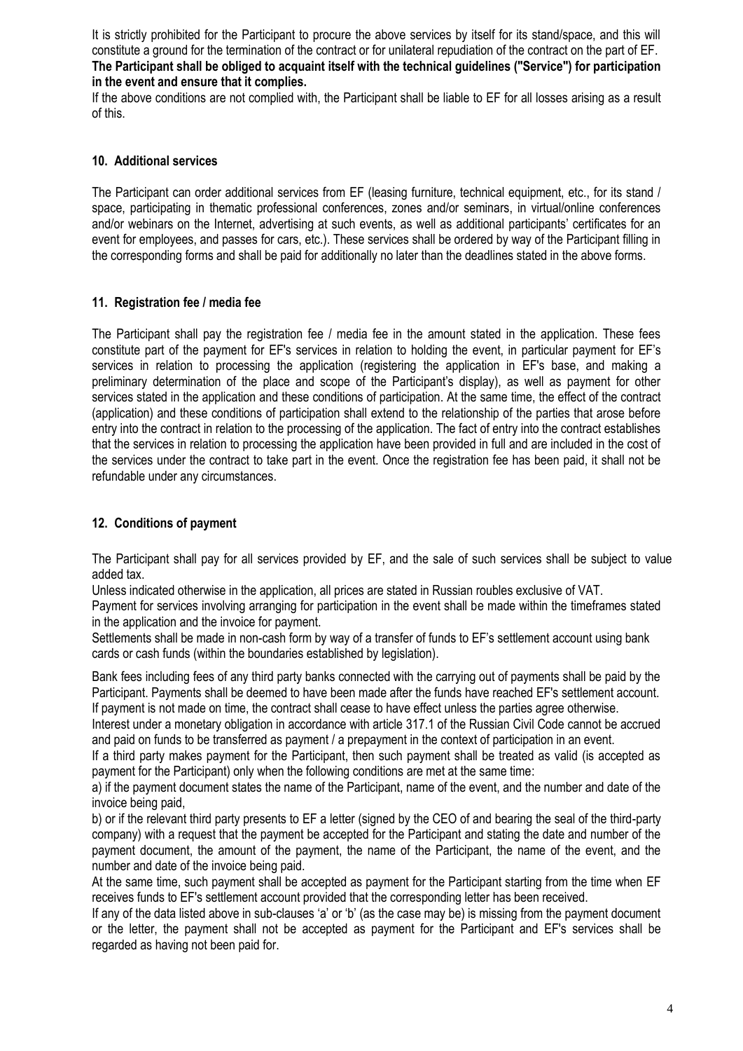It is strictly prohibited for the Participant to procure the above services by itself for its stand/space, and this will constitute a ground for the termination of the contract or for unilateral repudiation of the contract on the part of EF.
**The Participant shall be obliged to acquaint itself with the technical guidelines ("Service") for participation in the event and ensure that it complies.**

If the above conditions are not complied with, the Participant shall be liable to EF for all losses arising as a result of this.

## 10. Additional services

The Participant can order additional services from EF (leasing furniture, technical equipment, etc., for its stand / space, participating in thematic professional conferences, zones and/or seminars, in virtual/online conferences and/or webinars on the Internet, advertising at such events, as well as additional participants' certificates for an event for employees, and passes for cars, etc.). These services shall be ordered by way of the Participant filling in the corresponding forms and shall be paid for additionally no later than the deadlines stated in the above forms.

## 11. Registration fee / media fee

The Participant shall pay the registration fee / media fee in the amount stated in the application. These fees constitute part of the payment for EF's services in relation to holding the event, in particular payment for EF's services in relation to processing the application (registering the application in EF's base, and making a preliminary determination of the place and scope of the Participant's display), as well as payment for other services stated in the application and these conditions of participation. At the same time, the effect of the contract (application) and these conditions of participation shall extend to the relationship of the parties that arose before entry into the contract in relation to the processing of the application. The fact of entry into the contract establishes that the services in relation to processing the application have been provided in full and are included in the cost of the services under the contract to take part in the event. Once the registration fee has been paid, it shall not be refundable under any circumstances.

## 12. Conditions of payment

The Participant shall pay for all services provided by EF, and the sale of such services shall be subject to value added tax.

Unless indicated otherwise in the application, all prices are stated in Russian roubles exclusive of VAT.

Payment for services involving arranging for participation in the event shall be made within the timeframes stated in the application and the invoice for payment.

Settlements shall be made in non-cash form by way of a transfer of funds to EF's settlement account using bank cards or cash funds (within the boundaries established by legislation).

Bank fees including fees of any third party banks connected with the carrying out of payments shall be paid by the Participant. Payments shall be deemed to have been made after the funds have reached EF's settlement account. If payment is not made on time, the contract shall cease to have effect unless the parties agree otherwise.

Interest under a monetary obligation in accordance with article 317.1 of the Russian Civil Code cannot be accrued and paid on funds to be transferred as payment / a prepayment in the context of participation in an event.

If a third party makes payment for the Participant, then such payment shall be treated as valid (is accepted as payment for the Participant) only when the following conditions are met at the same time:

a) if the payment document states the name of the Participant, name of the event, and the number and date of the invoice being paid,

b) or if the relevant third party presents to EF a letter (signed by the CEO of and bearing the seal of the third-party company) with a request that the payment be accepted for the Participant and stating the date and number of the payment document, the amount of the payment, the name of the Participant, the name of the event, and the number and date of the invoice being paid.

At the same time, such payment shall be accepted as payment for the Participant starting from the time when EF receives funds to EF's settlement account provided that the corresponding letter has been received.

If any of the data listed above in sub-clauses 'a' or 'b' (as the case may be) is missing from the payment document or the letter, the payment shall not be accepted as payment for the Participant and EF's services shall be regarded as having not been paid for.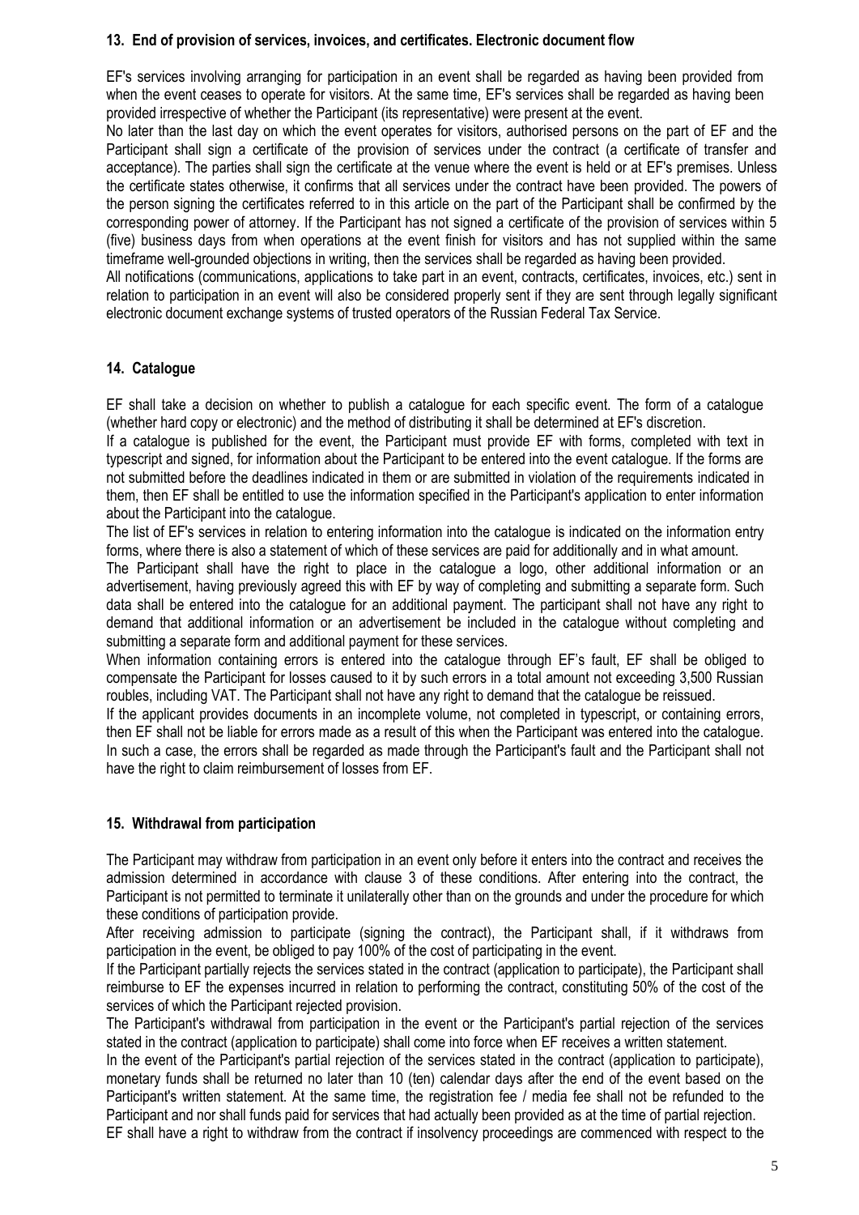## 13. End of provision of services, invoices, and certificates. Electronic document flow

EF's services involving arranging for participation in an event shall be regarded as having been provided from when the event ceases to operate for visitors. At the same time, EF's services shall be regarded as having been provided irrespective of whether the Participant (its representative) were present at the event.

No later than the last day on which the event operates for visitors, authorised persons on the part of EF and the Participant shall sign a certificate of the provision of services under the contract (a certificate of transfer and acceptance). The parties shall sign the certificate at the venue where the event is held or at EF's premises. Unless the certificate states otherwise, it confirms that all services under the contract have been provided. The powers of the person signing the certificates referred to in this article on the part of the Participant shall be confirmed by the corresponding power of attorney. If the Participant has not signed a certificate of the provision of services within 5 (five) business days from when operations at the event finish for visitors and has not supplied within the same timeframe well-grounded objections in writing, then the services shall be regarded as having been provided.

All notifications (communications, applications to take part in an event, contracts, certificates, invoices, etc.) sent in relation to participation in an event will also be considered properly sent if they are sent through legally significant electronic document exchange systems of trusted operators of the Russian Federal Tax Service.

## 14. Catalogue

EF shall take a decision on whether to publish a catalogue for each specific event. The form of a catalogue (whether hard copy or electronic) and the method of distributing it shall be determined at EF's discretion.

If a catalogue is published for the event, the Participant must provide EF with forms, completed with text in typescript and signed, for information about the Participant to be entered into the event catalogue. If the forms are not submitted before the deadlines indicated in them or are submitted in violation of the requirements indicated in them, then EF shall be entitled to use the information specified in the Participant's application to enter information about the Participant into the catalogue.

The list of EF's services in relation to entering information into the catalogue is indicated on the information entry forms, where there is also a statement of which of these services are paid for additionally and in what amount.

The Participant shall have the right to place in the catalogue a logo, other additional information or an advertisement, having previously agreed this with EF by way of completing and submitting a separate form. Such data shall be entered into the catalogue for an additional payment. The participant shall not have any right to demand that additional information or an advertisement be included in the catalogue without completing and submitting a separate form and additional payment for these services.

When information containing errors is entered into the catalogue through EF's fault, EF shall be obliged to compensate the Participant for losses caused to it by such errors in a total amount not exceeding 3,500 Russian roubles, including VAT. The Participant shall not have any right to demand that the catalogue be reissued.

If the applicant provides documents in an incomplete volume, not completed in typescript, or containing errors, then EF shall not be liable for errors made as a result of this when the Participant was entered into the catalogue. In such a case, the errors shall be regarded as made through the Participant's fault and the Participant shall not have the right to claim reimbursement of losses from EF.

## 15. Withdrawal from participation

The Participant may withdraw from participation in an event only before it enters into the contract and receives the admission determined in accordance with clause 3 of these conditions. After entering into the contract, the Participant is not permitted to terminate it unilaterally other than on the grounds and under the procedure for which these conditions of participation provide.

After receiving admission to participate (signing the contract), the Participant shall, if it withdraws from participation in the event, be obliged to pay 100% of the cost of participating in the event.

If the Participant partially rejects the services stated in the contract (application to participate), the Participant shall reimburse to EF the expenses incurred in relation to performing the contract, constituting 50% of the cost of the services of which the Participant rejected provision.

The Participant's withdrawal from participation in the event or the Participant's partial rejection of the services stated in the contract (application to participate) shall come into force when EF receives a written statement.

In the event of the Participant's partial rejection of the services stated in the contract (application to participate), monetary funds shall be returned no later than 10 (ten) calendar days after the end of the event based on the Participant's written statement. At the same time, the registration fee / media fee shall not be refunded to the Participant and nor shall funds paid for services that had actually been provided as at the time of partial rejection.

EF shall have a right to withdraw from the contract if insolvency proceedings are commenced with respect to the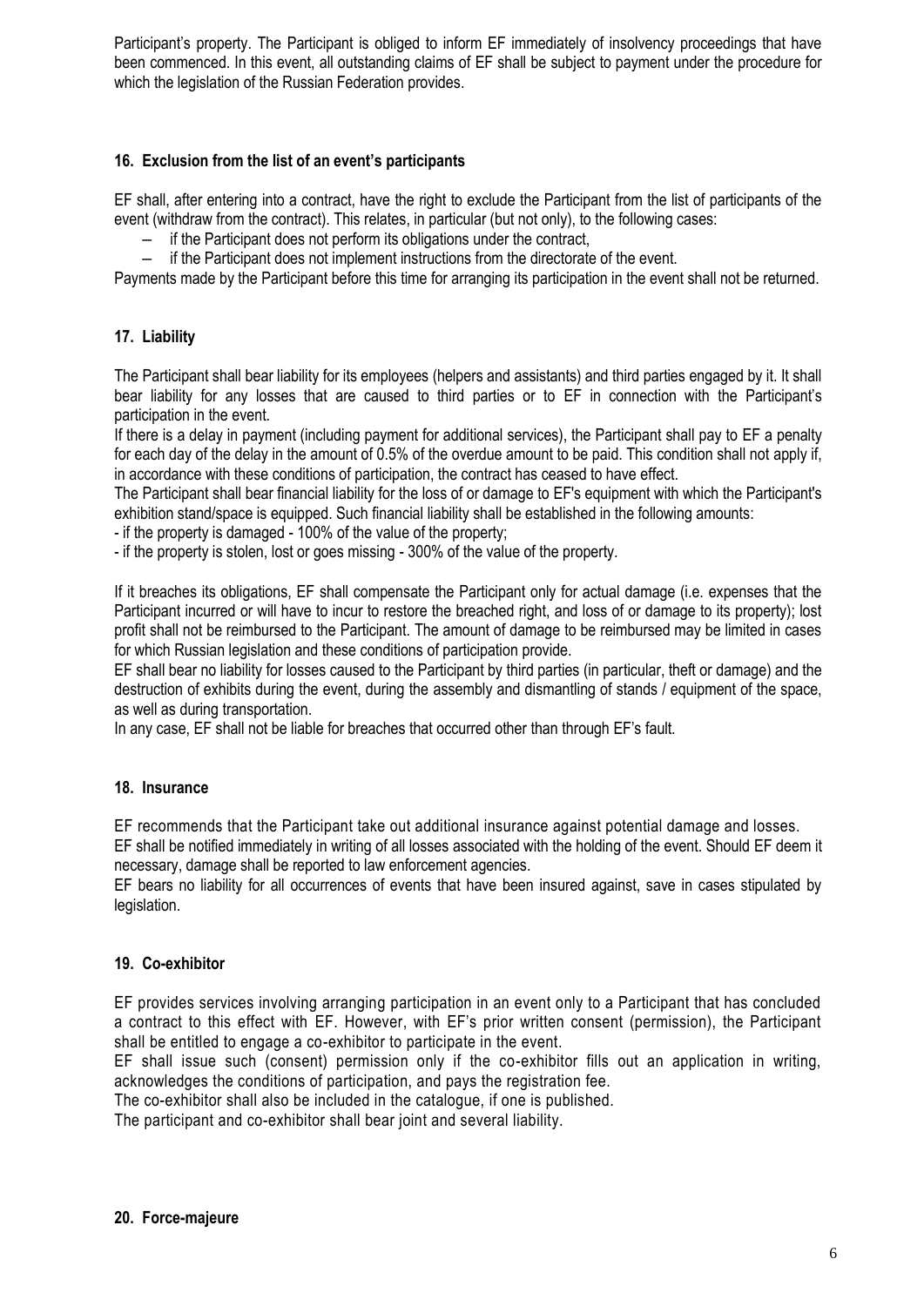Participant's property. The Participant is obliged to inform EF immediately of insolvency proceedings that have been commenced. In this event, all outstanding claims of EF shall be subject to payment under the procedure for which the legislation of the Russian Federation provides.

### 16. Exclusion from the list of an event's participants

EF shall, after entering into a contract, have the right to exclude the Participant from the list of participants of the event (withdraw from the contract). This relates, in particular (but not only), to the following cases:

- if the Participant does not perform its obligations under the contract,
- if the Participant does not implement instructions from the directorate of the event.

Payments made by the Participant before this time for arranging its participation in the event shall not be returned.

### 17. Liability

The Participant shall bear liability for its employees (helpers and assistants) and third parties engaged by it. It shall bear liability for any losses that are caused to third parties or to EF in connection with the Participant's participation in the event.

If there is a delay in payment (including payment for additional services), the Participant shall pay to EF a penalty for each day of the delay in the amount of 0.5% of the overdue amount to be paid. This condition shall not apply if, in accordance with these conditions of participation, the contract has ceased to have effect.

The Participant shall bear financial liability for the loss of or damage to EF's equipment with which the Participant's exhibition stand/space is equipped. Such financial liability shall be established in the following amounts:

- if the property is damaged - 100% of the value of the property;
- if the property is stolen, lost or goes missing - 300% of the value of the property.

If it breaches its obligations, EF shall compensate the Participant only for actual damage (i.e. expenses that the Participant incurred or will have to incur to restore the breached right, and loss of or damage to its property); lost profit shall not be reimbursed to the Participant. The amount of damage to be reimbursed may be limited in cases for which Russian legislation and these conditions of participation provide.

EF shall bear no liability for losses caused to the Participant by third parties (in particular, theft or damage) and the destruction of exhibits during the event, during the assembly and dismantling of stands / equipment of the space, as well as during transportation.

In any case, EF shall not be liable for breaches that occurred other than through EF's fault.

### 18. Insurance

EF recommends that the Participant take out additional insurance against potential damage and losses.

EF shall be notified immediately in writing of all losses associated with the holding of the event. Should EF deem it necessary, damage shall be reported to law enforcement agencies.

EF bears no liability for all occurrences of events that have been insured against, save in cases stipulated by legislation.

### 19. Co-exhibitor

EF provides services involving arranging participation in an event only to a Participant that has concluded a contract to this effect with EF. However, with EF's prior written consent (permission), the Participant shall be entitled to engage a co-exhibitor to participate in the event.

EF shall issue such (consent) permission only if the co-exhibitor fills out an application in writing, acknowledges the conditions of participation, and pays the registration fee.

The co-exhibitor shall also be included in the catalogue, if one is published.

The participant and co-exhibitor shall bear joint and several liability.

### 20. Force-majeure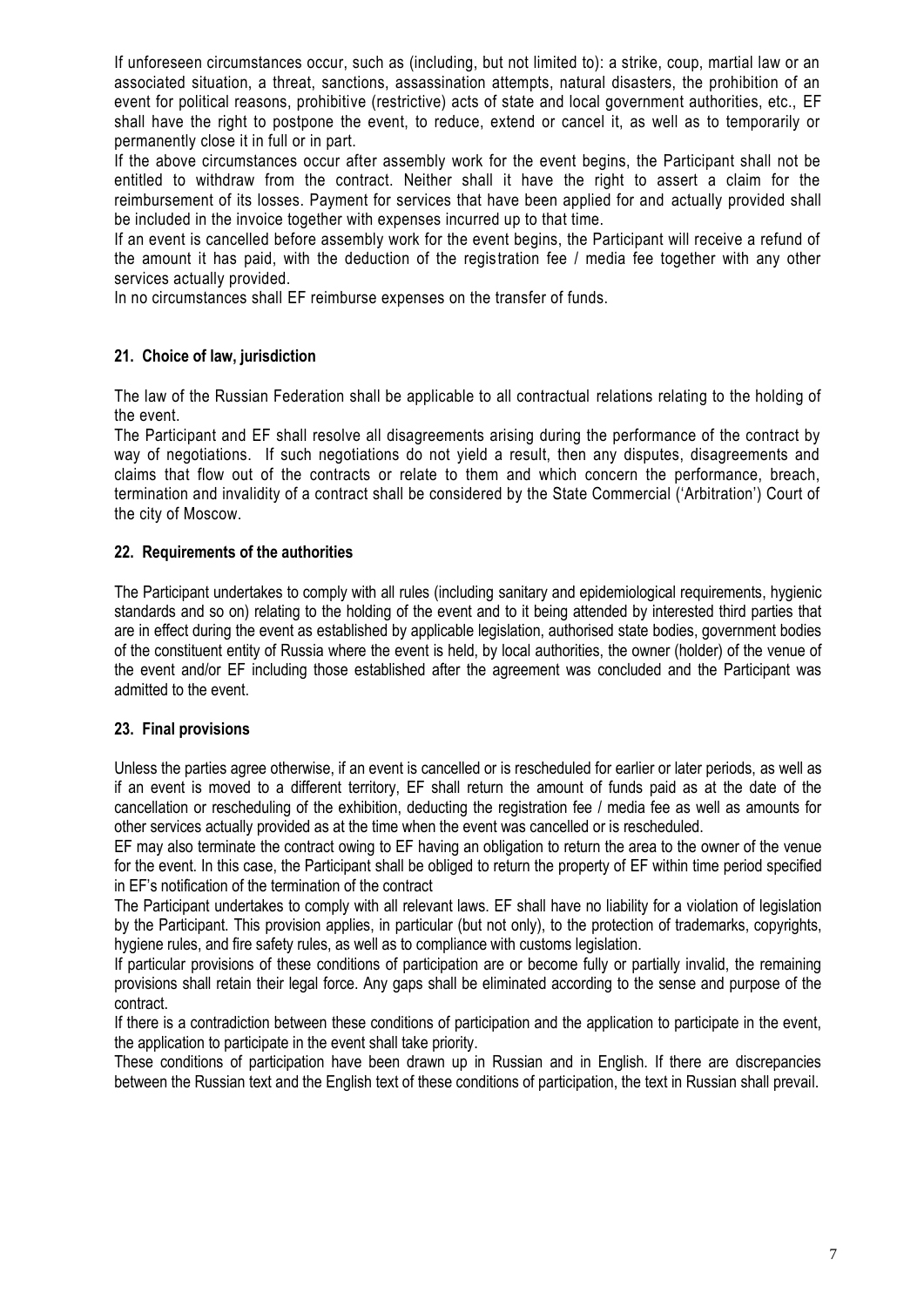If unforeseen circumstances occur, such as (including, but not limited to): a strike, coup, martial law or an associated situation, a threat, sanctions, assassination attempts, natural disasters, the prohibition of an event for political reasons, prohibitive (restrictive) acts of state and local government authorities, etc., EF shall have the right to postpone the event, to reduce, extend or cancel it, as well as to temporarily or permanently close it in full or in part.

If the above circumstances occur after assembly work for the event begins, the Participant shall not be entitled to withdraw from the contract. Neither shall it have the right to assert a claim for the reimbursement of its losses. Payment for services that have been applied for and actually provided shall be included in the invoice together with expenses incurred up to that time.

If an event is cancelled before assembly work for the event begins, the Participant will receive a refund of the amount it has paid, with the deduction of the registration fee / media fee together with any other services actually provided.

In no circumstances shall EF reimburse expenses on the transfer of funds.

## 21. Choice of law, jurisdiction

The law of the Russian Federation shall be applicable to all contractual relations relating to the holding of the event.

The Participant and EF shall resolve all disagreements arising during the performance of the contract by way of negotiations. If such negotiations do not yield a result, then any disputes, disagreements and claims that flow out of the contracts or relate to them and which concern the performance, breach, termination and invalidity of a contract shall be considered by the State Commercial ('Arbitration') Court of the city of Moscow.

## 22. Requirements of the authorities

The Participant undertakes to comply with all rules (including sanitary and epidemiological requirements, hygienic standards and so on) relating to the holding of the event and to it being attended by interested third parties that are in effect during the event as established by applicable legislation, authorised state bodies, government bodies of the constituent entity of Russia where the event is held, by local authorities, the owner (holder) of the venue of the event and/or EF including those established after the agreement was concluded and the Participant was admitted to the event.

## 23. Final provisions

Unless the parties agree otherwise, if an event is cancelled or is rescheduled for earlier or later periods, as well as if an event is moved to a different territory, EF shall return the amount of funds paid as at the date of the cancellation or rescheduling of the exhibition, deducting the registration fee / media fee as well as amounts for other services actually provided as at the time when the event was cancelled or is rescheduled.

EF may also terminate the contract owing to EF having an obligation to return the area to the owner of the venue for the event. In this case, the Participant shall be obliged to return the property of EF within time period specified in EF's notification of the termination of the contract

The Participant undertakes to comply with all relevant laws. EF shall have no liability for a violation of legislation by the Participant. This provision applies, in particular (but not only), to the protection of trademarks, copyrights, hygiene rules, and fire safety rules, as well as to compliance with customs legislation.

If particular provisions of these conditions of participation are or become fully or partially invalid, the remaining provisions shall retain their legal force. Any gaps shall be eliminated according to the sense and purpose of the contract.

If there is a contradiction between these conditions of participation and the application to participate in the event, the application to participate in the event shall take priority.

These conditions of participation have been drawn up in Russian and in English. If there are discrepancies between the Russian text and the English text of these conditions of participation, the text in Russian shall prevail.